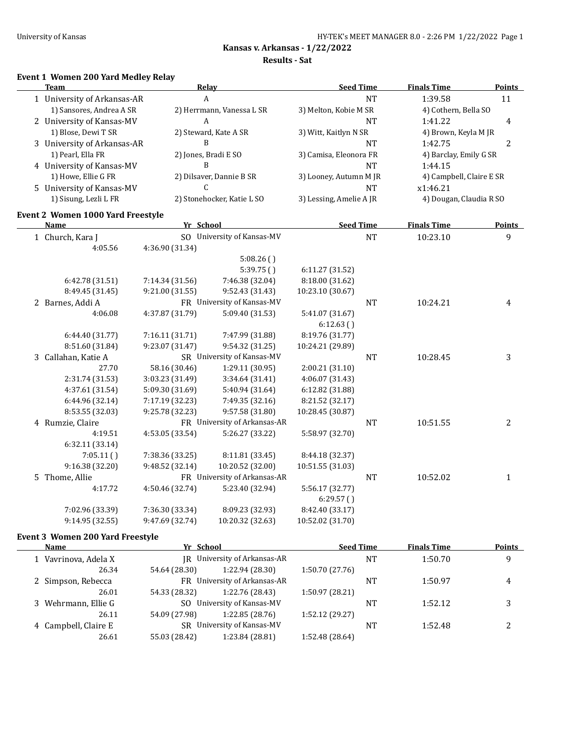University of Kansas

**Kansas v. Arkansas - 1/22/2022**

**Results - Sat**

### Event 1 Women 200 Yard Medley Relay

| | Team | Relay | Seed Time | Finals Time | Points |
|---|---|---|---|---|---|
| 1 | University of Arkansas-AR | A | NT | 1:39.58 | 11 |
| | 1) Sansores, Andrea A SR | 2) Herrmann, Vanessa L SR | 3) Melton, Kobie M SR | 4) Cothern, Bella SO | |
| 2 | University of Kansas-MV | A | NT | 1:41.22 | 4 |
| | 1) Blose, Dewi T SR | 2) Steward, Kate A SR | 3) Witt, Kaitlyn N SR | 4) Brown, Keyla M JR | |
| 3 | University of Arkansas-AR | B | NT | 1:42.75 | 2 |
| | 1) Pearl, Ella FR | 2) Jones, Bradi E SO | 3) Camisa, Eleonora FR | 4) Barclay, Emily G SR | |
| 4 | University of Kansas-MV | B | NT | 1:44.15 | |
| | 1) Howe, Ellie G FR | 2) Dilsaver, Dannie B SR | 3) Looney, Autumn M JR | 4) Campbell, Claire E SR | |
| 5 | University of Kansas-MV | C | NT | x1:46.21 | |
| | 1) Sisung, Lezli L FR | 2) Stonehocker, Katie L SO | 3) Lessing, Amelie A JR | 4) Dougan, Claudia R SO | |

### Event 2 Women 1000 Yard Freestyle

| | Name | Yr | School | Seed Time | Finals Time | Points |
|---|---|---|---|---|---|---|
| 1 | Church, Kara J | SO | University of Kansas-MV | NT | 10:23.10 | 9 |
| | 4:05.56 | 4:36.90 (31.34) | | | | |
| | | | 5:08.26 ( ) | | | |
| | | | 5:39.75 ( ) | 6:11.27 (31.52) | | |
| | 6:42.78 (31.51) | 7:14.34 (31.56) | 7:46.38 (32.04) | 8:18.00 (31.62) | | |
| | 8:49.45 (31.45) | 9:21.00 (31.55) | 9:52.43 (31.43) | 10:23.10 (30.67) | | |
| 2 | Barnes, Addi A | FR | University of Kansas-MV | NT | 10:24.21 | 4 |
| | 4:06.08 | 4:37.87 (31.79) | 5:09.40 (31.53) | 5:41.07 (31.67) | | |
| | | | | 6:12.63 ( ) | | |
| | 6:44.40 (31.77) | 7:16.11 (31.71) | 7:47.99 (31.88) | 8:19.76 (31.77) | | |
| | 8:51.60 (31.84) | 9:23.07 (31.47) | 9:54.32 (31.25) | 10:24.21 (29.89) | | |
| 3 | Callahan, Katie A | SR | University of Kansas-MV | NT | 10:28.45 | 3 |
| | 27.70 | 58.16 (30.46) | 1:29.11 (30.95) | 2:00.21 (31.10) | | |
| | 2:31.74 (31.53) | 3:03.23 (31.49) | 3:34.64 (31.41) | 4:06.07 (31.43) | | |
| | 4:37.61 (31.54) | 5:09.30 (31.69) | 5:40.94 (31.64) | 6:12.82 (31.88) | | |
| | 6:44.96 (32.14) | 7:17.19 (32.23) | 7:49.35 (32.16) | 8:21.52 (32.17) | | |
| | 8:53.55 (32.03) | 9:25.78 (32.23) | 9:57.58 (31.80) | 10:28.45 (30.87) | | |
| 4 | Rumzie, Claire | FR | University of Arkansas-AR | NT | 10:51.55 | 2 |
| | 4:19.51 | 4:53.05 (33.54) | 5:26.27 (33.22) | 5:58.97 (32.70) | | |
| | 6:32.11 (33.14) | | | | | |
| | 7:05.11 ( ) | 7:38.36 (33.25) | 8:11.81 (33.45) | 8:44.18 (32.37) | | |
| | 9:16.38 (32.20) | 9:48.52 (32.14) | 10:20.52 (32.00) | 10:51.55 (31.03) | | |
| 5 | Thome, Allie | FR | University of Arkansas-AR | NT | 10:52.02 | 1 |
| | 4:17.72 | 4:50.46 (32.74) | 5:23.40 (32.94) | 5:56.17 (32.77) | | |
| | | | | 6:29.57 ( ) | | |
| | 7:02.96 (33.39) | 7:36.30 (33.34) | 8:09.23 (32.93) | 8:42.40 (33.17) | | |
| | 9:14.95 (32.55) | 9:47.69 (32.74) | 10:20.32 (32.63) | 10:52.02 (31.70) | | |

### Event 3 Women 200 Yard Freestyle

| | Name | Yr | School | Seed Time | Finals Time | Points |
|---|---|---|---|---|---|---|
| 1 | Vavrinova, Adela X | JR | University of Arkansas-AR | NT | 1:50.70 | 9 |
| | 26.34 | 54.64 (28.30) | 1:22.94 (28.30) | 1:50.70 (27.76) | | |
| 2 | Simpson, Rebecca | FR | University of Arkansas-AR | NT | 1:50.97 | 4 |
| | 26.01 | 54.33 (28.32) | 1:22.76 (28.43) | 1:50.97 (28.21) | | |
| 3 | Wehrmann, Ellie G | SO | University of Kansas-MV | NT | 1:52.12 | 3 |
| | 26.11 | 54.09 (27.98) | 1:22.85 (28.76) | 1:52.12 (29.27) | | |
| 4 | Campbell, Claire E | SR | University of Kansas-MV | NT | 1:52.48 | 2 |
| | 26.61 | 55.03 (28.42) | 1:23.84 (28.81) | 1:52.48 (28.64) | | |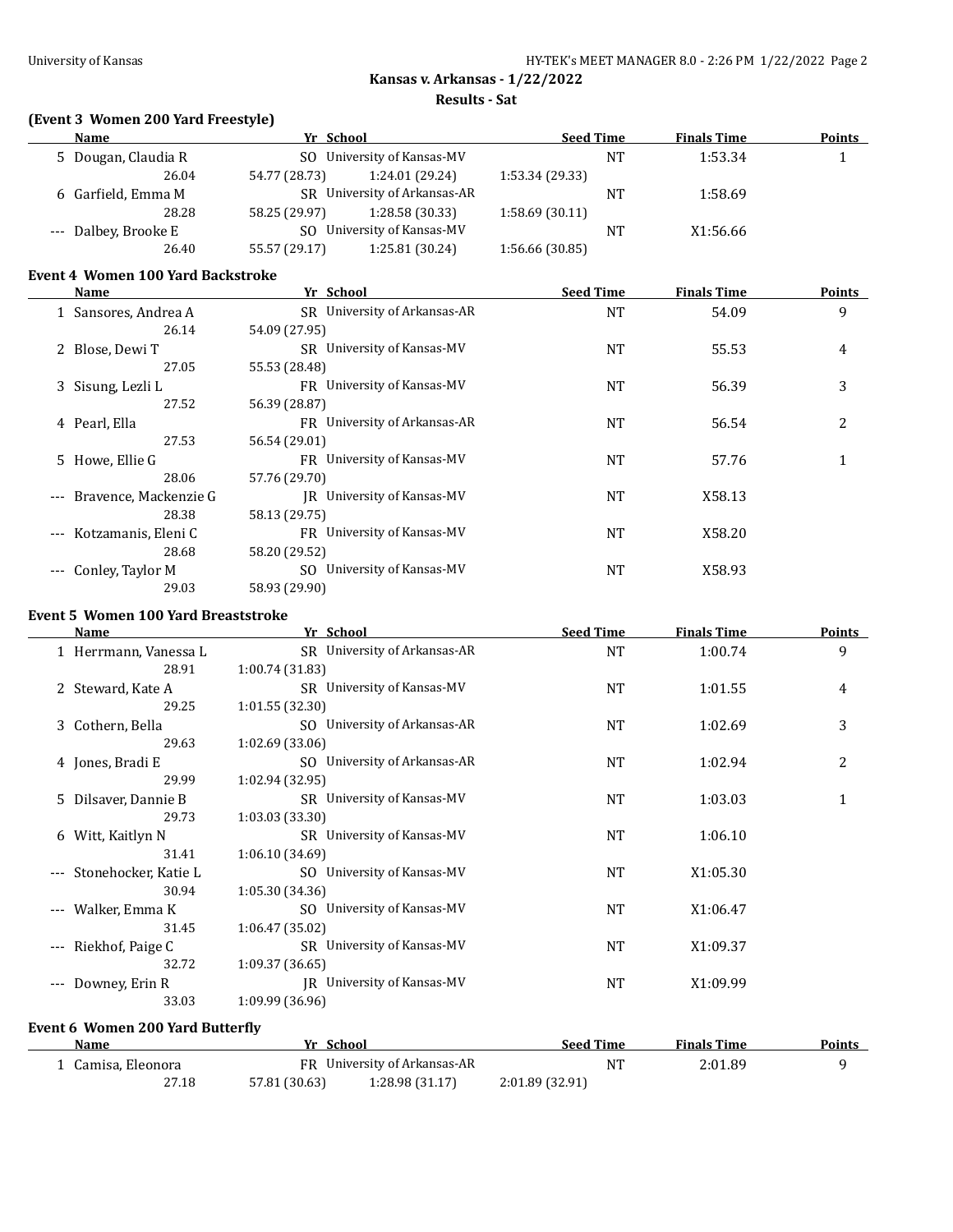## Kansas v. Arkansas - 1/22/2022

### Results - Sat

**(Event 3 Women 200 Yard Freestyle)**

| | Name | Yr | School | Seed Time | Finals Time | Points |
|---|---|---|---|---|---|---|
| 5 | Dougan, Claudia R | SO | University of Kansas-MV | NT | 1:53.34 | 1 |
| | 26.04 | 54.77 (28.73) | 1:24.01 (29.24) | 1:53.34 (29.33) | | |
| 6 | Garfield, Emma M | SR | University of Arkansas-AR | NT | 1:58.69 | |
| | 28.28 | 58.25 (29.97) | 1:28.58 (30.33) | 1:58.69 (30.11) | | |
| --- | Dalbey, Brooke E | SO | University of Kansas-MV | NT | X1:56.66 | |
| | 26.40 | 55.57 (29.17) | 1:25.81 (30.24) | 1:56.66 (30.85) | | |

**Event 4 Women 100 Yard Backstroke**

| | Name | Yr | School | Seed Time | Finals Time | Points |
|---|---|---|---|---|---|---|
| 1 | Sansores, Andrea A | SR | University of Arkansas-AR | NT | 54.09 | 9 |
| | 26.14 | 54.09 (27.95) | | | | |
| 2 | Blose, Dewi T | SR | University of Kansas-MV | NT | 55.53 | 4 |
| | 27.05 | 55.53 (28.48) | | | | |
| 3 | Sisung, Lezli L | FR | University of Kansas-MV | NT | 56.39 | 3 |
| | 27.52 | 56.39 (28.87) | | | | |
| 4 | Pearl, Ella | FR | University of Arkansas-AR | NT | 56.54 | 2 |
| | 27.53 | 56.54 (29.01) | | | | |
| 5 | Howe, Ellie G | FR | University of Kansas-MV | NT | 57.76 | 1 |
| | 28.06 | 57.76 (29.70) | | | | |
| --- | Bravence, Mackenzie G | JR | University of Kansas-MV | NT | X58.13 | |
| | 28.38 | 58.13 (29.75) | | | | |
| --- | Kotzamanis, Eleni C | FR | University of Kansas-MV | NT | X58.20 | |
| | 28.68 | 58.20 (29.52) | | | | |
| --- | Conley, Taylor M | SO | University of Kansas-MV | NT | X58.93 | |
| | 29.03 | 58.93 (29.90) | | | | |

**Event 5 Women 100 Yard Breaststroke**

| | Name | Yr | School | Seed Time | Finals Time | Points |
|---|---|---|---|---|---|---|
| 1 | Herrmann, Vanessa L | SR | University of Arkansas-AR | NT | 1:00.74 | 9 |
| | 28.91 | 1:00.74 (31.83) | | | | |
| 2 | Steward, Kate A | SR | University of Kansas-MV | NT | 1:01.55 | 4 |
| | 29.25 | 1:01.55 (32.30) | | | | |
| 3 | Cothern, Bella | SO | University of Arkansas-AR | NT | 1:02.69 | 3 |
| | 29.63 | 1:02.69 (33.06) | | | | |
| 4 | Jones, Bradi E | SO | University of Arkansas-AR | NT | 1:02.94 | 2 |
| | 29.99 | 1:02.94 (32.95) | | | | |
| 5 | Dilsaver, Dannie B | SR | University of Kansas-MV | NT | 1:03.03 | 1 |
| | 29.73 | 1:03.03 (33.30) | | | | |
| 6 | Witt, Kaitlyn N | SR | University of Kansas-MV | NT | 1:06.10 | |
| | 31.41 | 1:06.10 (34.69) | | | | |
| --- | Stonehocker, Katie L | SO | University of Kansas-MV | NT | X1:05.30 | |
| | 30.94 | 1:05.30 (34.36) | | | | |
| --- | Walker, Emma K | SO | University of Kansas-MV | NT | X1:06.47 | |
| | 31.45 | 1:06.47 (35.02) | | | | |
| --- | Riekhof, Paige C | SR | University of Kansas-MV | NT | X1:09.37 | |
| | 32.72 | 1:09.37 (36.65) | | | | |
| --- | Downey, Erin R | JR | University of Kansas-MV | NT | X1:09.99 | |
| | 33.03 | 1:09.99 (36.96) | | | | |

**Event 6 Women 200 Yard Butterfly**

| | Name | Yr | School | Seed Time | Finals Time | Points |
|---|---|---|---|---|---|---|
| 1 | Camisa, Eleonora | FR | University of Arkansas-AR | NT | 2:01.89 | 9 |
| | 27.18 | 57.81 (30.63) | 1:28.98 (31.17) | 2:01.89 (32.91) | | |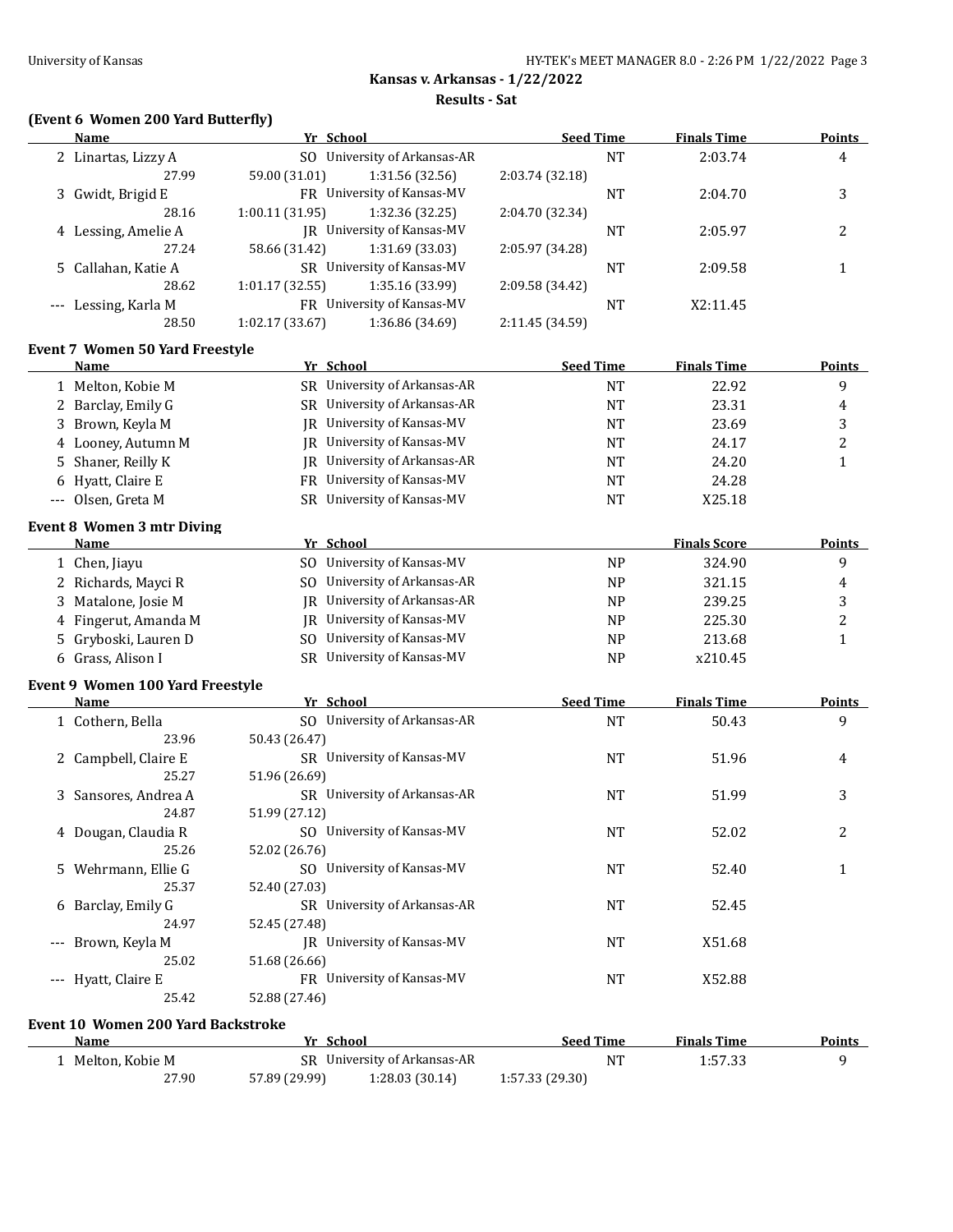**Kansas v. Arkansas - 1/22/2022**

**Results - Sat**

### (Event 6 Women 200 Yard Butterfly)

| | Name | Yr | School | Seed Time | Finals Time | Points |
|---|---|---|---|---|---|---|
| 2 | Linartas, Lizzy A | SO | University of Arkansas-AR | NT | 2:03.74 | 4 |
| | 27.99 | 59.00 (31.01) | 1:31.56 (32.56) | 2:03.74 (32.18) | | |
| 3 | Gwidt, Brigid E | FR | University of Kansas-MV | NT | 2:04.70 | 3 |
| | 28.16 | 1:00.11 (31.95) | 1:32.36 (32.25) | 2:04.70 (32.34) | | |
| 4 | Lessing, Amelie A | JR | University of Kansas-MV | NT | 2:05.97 | 2 |
| | 27.24 | 58.66 (31.42) | 1:31.69 (33.03) | 2:05.97 (34.28) | | |
| 5 | Callahan, Katie A | SR | University of Kansas-MV | NT | 2:09.58 | 1 |
| | 28.62 | 1:01.17 (32.55) | 1:35.16 (33.99) | 2:09.58 (34.42) | | |
| --- | Lessing, Karla M | FR | University of Kansas-MV | NT | X2:11.45 | |
| | 28.50 | 1:02.17 (33.67) | 1:36.86 (34.69) | 2:11.45 (34.59) | | |

### Event 7 Women 50 Yard Freestyle

| | Name | Yr | School | Seed Time | Finals Time | Points |
|---|---|---|---|---|---|---|
| 1 | Melton, Kobie M | SR | University of Arkansas-AR | NT | 22.92 | 9 |
| 2 | Barclay, Emily G | SR | University of Arkansas-AR | NT | 23.31 | 4 |
| 3 | Brown, Keyla M | JR | University of Kansas-MV | NT | 23.69 | 3 |
| 4 | Looney, Autumn M | JR | University of Kansas-MV | NT | 24.17 | 2 |
| 5 | Shaner, Reilly K | JR | University of Arkansas-AR | NT | 24.20 | 1 |
| 6 | Hyatt, Claire E | FR | University of Kansas-MV | NT | 24.28 | |
| --- | Olsen, Greta M | SR | University of Kansas-MV | NT | X25.18 | |

### Event 8 Women 3 mtr Diving

| | Name | Yr | School | | Finals Score | Points |
|---|---|---|---|---|---|---|
| 1 | Chen, Jiayu | SO | University of Kansas-MV | NP | 324.90 | 9 |
| 2 | Richards, Mayci R | SO | University of Arkansas-AR | NP | 321.15 | 4 |
| 3 | Matalone, Josie M | JR | University of Arkansas-AR | NP | 239.25 | 3 |
| 4 | Fingerut, Amanda M | JR | University of Kansas-MV | NP | 225.30 | 2 |
| 5 | Gryboski, Lauren D | SO | University of Kansas-MV | NP | 213.68 | 1 |
| 6 | Grass, Alison I | SR | University of Kansas-MV | NP | x210.45 | |

### Event 9 Women 100 Yard Freestyle

| | Name | Yr | School | Seed Time | Finals Time | Points |
|---|---|---|---|---|---|---|
| 1 | Cothern, Bella | SO | University of Arkansas-AR | NT | 50.43 | 9 |
| | 23.96 | 50.43 (26.47) | | | | |
| 2 | Campbell, Claire E | SR | University of Kansas-MV | NT | 51.96 | 4 |
| | 25.27 | 51.96 (26.69) | | | | |
| 3 | Sansores, Andrea A | SR | University of Arkansas-AR | NT | 51.99 | 3 |
| | 24.87 | 51.99 (27.12) | | | | |
| 4 | Dougan, Claudia R | SO | University of Kansas-MV | NT | 52.02 | 2 |
| | 25.26 | 52.02 (26.76) | | | | |
| 5 | Wehrmann, Ellie G | SO | University of Kansas-MV | NT | 52.40 | 1 |
| | 25.37 | 52.40 (27.03) | | | | |
| 6 | Barclay, Emily G | SR | University of Arkansas-AR | NT | 52.45 | |
| | 24.97 | 52.45 (27.48) | | | | |
| --- | Brown, Keyla M | JR | University of Kansas-MV | NT | X51.68 | |
| | 25.02 | 51.68 (26.66) | | | | |
| --- | Hyatt, Claire E | FR | University of Kansas-MV | NT | X52.88 | |
| | 25.42 | 52.88 (27.46) | | | | |

### Event 10 Women 200 Yard Backstroke

| | Name | Yr | School | Seed Time | Finals Time | Points |
|---|---|---|---|---|---|---|
| 1 | Melton, Kobie M | SR | University of Arkansas-AR | NT | 1:57.33 | 9 |
| | 27.90 | 57.89 (29.99) | 1:28.03 (30.14) | 1:57.33 (29.30) | | |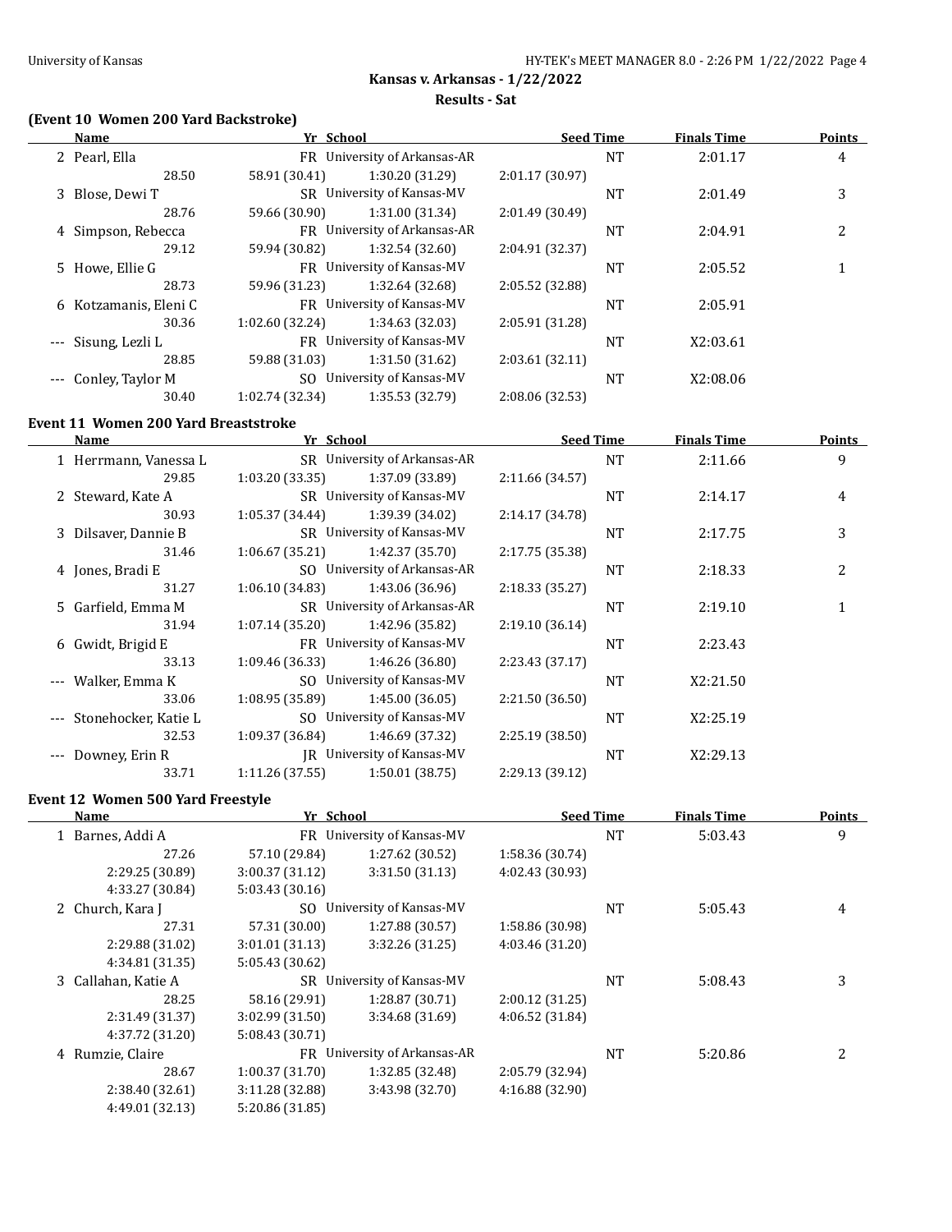## Kansas v. Arkansas - 1/22/2022

### Results - Sat

### (Event 10 Women 200 Yard Backstroke)

| Name | Yr | School | Seed Time | Finals Time | Points |
|---|---|---|---|---|---|
| 2 Pearl, Ella | FR | University of Arkansas-AR | NT | 2:01.17 | 4 |
| 28.50 | 58.91 (30.41) | 1:30.20 (31.29) | 2:01.17 (30.97) | | |
| 3 Blose, Dewi T | SR | University of Kansas-MV | NT | 2:01.49 | 3 |
| 28.76 | 59.66 (30.90) | 1:31.00 (31.34) | 2:01.49 (30.49) | | |
| 4 Simpson, Rebecca | FR | University of Arkansas-AR | NT | 2:04.91 | 2 |
| 29.12 | 59.94 (30.82) | 1:32.54 (32.60) | 2:04.91 (32.37) | | |
| 5 Howe, Ellie G | FR | University of Kansas-MV | NT | 2:05.52 | 1 |
| 28.73 | 59.96 (31.23) | 1:32.64 (32.68) | 2:05.52 (32.88) | | |
| 6 Kotzamanis, Eleni C | FR | University of Kansas-MV | NT | 2:05.91 | |
| 30.36 | 1:02.60 (32.24) | 1:34.63 (32.03) | 2:05.91 (31.28) | | |
| --- Sisung, Lezli L | FR | University of Kansas-MV | NT | X2:03.61 | |
| 28.85 | 59.88 (31.03) | 1:31.50 (31.62) | 2:03.61 (32.11) | | |
| --- Conley, Taylor M | SO | University of Kansas-MV | NT | X2:08.06 | |
| 30.40 | 1:02.74 (32.34) | 1:35.53 (32.79) | 2:08.06 (32.53) | | |

### Event 11 Women 200 Yard Breaststroke

| Name | Yr | School | Seed Time | Finals Time | Points |
|---|---|---|---|---|---|
| 1 Herrmann, Vanessa L | SR | University of Arkansas-AR | NT | 2:11.66 | 9 |
| 29.85 | 1:03.20 (33.35) | 1:37.09 (33.89) | 2:11.66 (34.57) | | |
| 2 Steward, Kate A | SR | University of Kansas-MV | NT | 2:14.17 | 4 |
| 30.93 | 1:05.37 (34.44) | 1:39.39 (34.02) | 2:14.17 (34.78) | | |
| 3 Dilsaver, Dannie B | SR | University of Kansas-MV | NT | 2:17.75 | 3 |
| 31.46 | 1:06.67 (35.21) | 1:42.37 (35.70) | 2:17.75 (35.38) | | |
| 4 Jones, Bradi E | SO | University of Arkansas-AR | NT | 2:18.33 | 2 |
| 31.27 | 1:06.10 (34.83) | 1:43.06 (36.96) | 2:18.33 (35.27) | | |
| 5 Garfield, Emma M | SR | University of Arkansas-AR | NT | 2:19.10 | 1 |
| 31.94 | 1:07.14 (35.20) | 1:42.96 (35.82) | 2:19.10 (36.14) | | |
| 6 Gwidt, Brigid E | FR | University of Kansas-MV | NT | 2:23.43 | |
| 33.13 | 1:09.46 (36.33) | 1:46.26 (36.80) | 2:23.43 (37.17) | | |
| --- Walker, Emma K | SO | University of Kansas-MV | NT | X2:21.50 | |
| 33.06 | 1:08.95 (35.89) | 1:45.00 (36.05) | 2:21.50 (36.50) | | |
| --- Stonehocker, Katie L | SO | University of Kansas-MV | NT | X2:25.19 | |
| 32.53 | 1:09.37 (36.84) | 1:46.69 (37.32) | 2:25.19 (38.50) | | |
| --- Downey, Erin R | JR | University of Kansas-MV | NT | X2:29.13 | |
| 33.71 | 1:11.26 (37.55) | 1:50.01 (38.75) | 2:29.13 (39.12) | | |

### Event 12 Women 500 Yard Freestyle

| Name | Yr | School | Seed Time | Finals Time | Points |
|---|---|---|---|---|---|
| 1 Barnes, Addi A | FR | University of Kansas-MV | NT | 5:03.43 | 9 |
| 27.26 | 57.10 (29.84) | 1:27.62 (30.52) | 1:58.36 (30.74) | | |
| 2:29.25 (30.89) | 3:00.37 (31.12) | 3:31.50 (31.13) | 4:02.43 (30.93) | | |
| 4:33.27 (30.84) | 5:03.43 (30.16) | | | | |
| 2 Church, Kara J | SO | University of Kansas-MV | NT | 5:05.43 | 4 |
| 27.31 | 57.31 (30.00) | 1:27.88 (30.57) | 1:58.86 (30.98) | | |
| 2:29.88 (31.02) | 3:01.01 (31.13) | 3:32.26 (31.25) | 4:03.46 (31.20) | | |
| 4:34.81 (31.35) | 5:05.43 (30.62) | | | | |
| 3 Callahan, Katie A | SR | University of Kansas-MV | NT | 5:08.43 | 3 |
| 28.25 | 58.16 (29.91) | 1:28.87 (30.71) | 2:00.12 (31.25) | | |
| 2:31.49 (31.37) | 3:02.99 (31.50) | 3:34.68 (31.69) | 4:06.52 (31.84) | | |
| 4:37.72 (31.20) | 5:08.43 (30.71) | | | | |
| 4 Rumzie, Claire | FR | University of Arkansas-AR | NT | 5:20.86 | 2 |
| 28.67 | 1:00.37 (31.70) | 1:32.85 (32.48) | 2:05.79 (32.94) | | |
| 2:38.40 (32.61) | 3:11.28 (32.88) | 3:43.98 (32.70) | 4:16.88 (32.90) | | |
| 4:49.01 (32.13) | 5:20.86 (31.85) | | | | |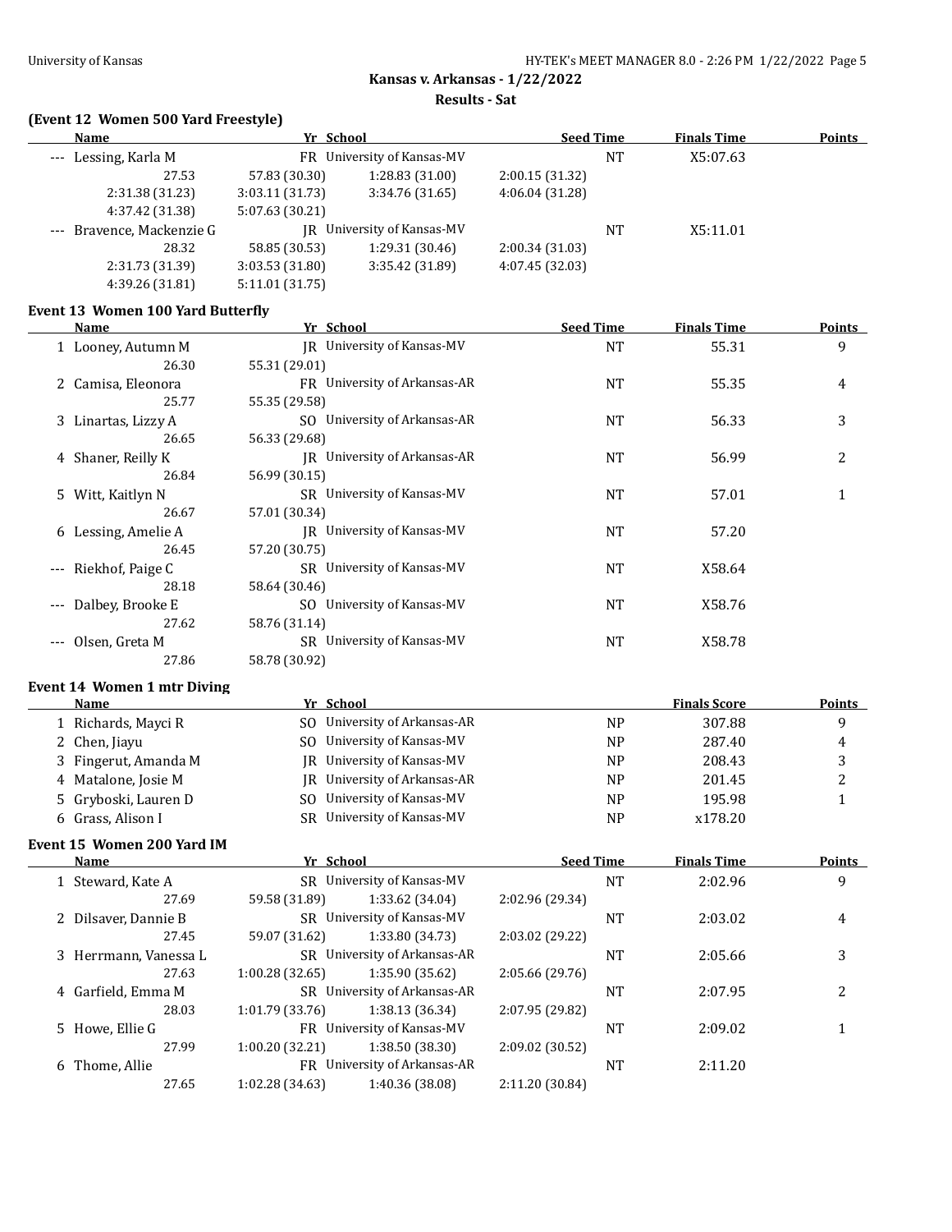**Kansas v. Arkansas - 1/22/2022**

**Results - Sat**

### (Event 12 Women 500 Yard Freestyle)

| | Name | Yr | School | Seed Time | Finals Time | Points |
|---|---|---|---|---|---|---|
| --- | Lessing, Karla M | FR | University of Kansas-MV | NT | X5:07.63 | |
| | 27.53 | 57.83 (30.30) | 1:28.83 (31.00) | 2:00.15 (31.32) | | |
| | 2:31.38 (31.23) | 3:03.11 (31.73) | 3:34.76 (31.65) | 4:06.04 (31.28) | | |
| | 4:37.42 (31.38) | 5:07.63 (30.21) | | | | |
| --- | Bravence, Mackenzie G | JR | University of Kansas-MV | NT | X5:11.01 | |
| | 28.32 | 58.85 (30.53) | 1:29.31 (30.46) | 2:00.34 (31.03) | | |
| | 2:31.73 (31.39) | 3:03.53 (31.80) | 3:35.42 (31.89) | 4:07.45 (32.03) | | |
| | 4:39.26 (31.81) | 5:11.01 (31.75) | | | | |

### Event 13 Women 100 Yard Butterfly

| | Name | Yr | School | Seed Time | Finals Time | Points |
|---|---|---|---|---|---|---|
| 1 | Looney, Autumn M | JR | University of Kansas-MV | NT | 55.31 | 9 |
| | 26.30 | 55.31 (29.01) | | | | |
| 2 | Camisa, Eleonora | FR | University of Arkansas-AR | NT | 55.35 | 4 |
| | 25.77 | 55.35 (29.58) | | | | |
| 3 | Linartas, Lizzy A | SO | University of Arkansas-AR | NT | 56.33 | 3 |
| | 26.65 | 56.33 (29.68) | | | | |
| 4 | Shaner, Reilly K | JR | University of Arkansas-AR | NT | 56.99 | 2 |
| | 26.84 | 56.99 (30.15) | | | | |
| 5 | Witt, Kaitlyn N | SR | University of Kansas-MV | NT | 57.01 | 1 |
| | 26.67 | 57.01 (30.34) | | | | |
| 6 | Lessing, Amelie A | JR | University of Kansas-MV | NT | 57.20 | |
| | 26.45 | 57.20 (30.75) | | | | |
| --- | Riekhof, Paige C | SR | University of Kansas-MV | NT | X58.64 | |
| | 28.18 | 58.64 (30.46) | | | | |
| --- | Dalbey, Brooke E | SO | University of Kansas-MV | NT | X58.76 | |
| | 27.62 | 58.76 (31.14) | | | | |
| --- | Olsen, Greta M | SR | University of Kansas-MV | NT | X58.78 | |
| | 27.86 | 58.78 (30.92) | | | | |

### Event 14 Women 1 mtr Diving

| | Name | Yr | School | | Finals Score | Points |
|---|---|---|---|---|---|---|
| 1 | Richards, Mayci R | SO | University of Arkansas-AR | NP | 307.88 | 9 |
| 2 | Chen, Jiayu | SO | University of Kansas-MV | NP | 287.40 | 4 |
| 3 | Fingerut, Amanda M | JR | University of Kansas-MV | NP | 208.43 | 3 |
| 4 | Matalone, Josie M | JR | University of Arkansas-AR | NP | 201.45 | 2 |
| 5 | Gryboski, Lauren D | SO | University of Kansas-MV | NP | 195.98 | 1 |
| 6 | Grass, Alison I | SR | University of Kansas-MV | NP | x178.20 | |

### Event 15 Women 200 Yard IM

| | Name | Yr | School | Seed Time | Finals Time | Points |
|---|---|---|---|---|---|---|
| 1 | Steward, Kate A | SR | University of Kansas-MV | NT | 2:02.96 | 9 |
| | 27.69 | 59.58 (31.89) | 1:33.62 (34.04) | 2:02.96 (29.34) | | |
| 2 | Dilsaver, Dannie B | SR | University of Kansas-MV | NT | 2:03.02 | 4 |
| | 27.45 | 59.07 (31.62) | 1:33.80 (34.73) | 2:03.02 (29.22) | | |
| 3 | Herrmann, Vanessa L | SR | University of Arkansas-AR | NT | 2:05.66 | 3 |
| | 27.63 | 1:00.28 (32.65) | 1:35.90 (35.62) | 2:05.66 (29.76) | | |
| 4 | Garfield, Emma M | SR | University of Arkansas-AR | NT | 2:07.95 | 2 |
| | 28.03 | 1:01.79 (33.76) | 1:38.13 (36.34) | 2:07.95 (29.82) | | |
| 5 | Howe, Ellie G | FR | University of Kansas-MV | NT | 2:09.02 | 1 |
| | 27.99 | 1:00.20 (32.21) | 1:38.50 (38.30) | 2:09.02 (30.52) | | |
| 6 | Thome, Allie | FR | University of Arkansas-AR | NT | 2:11.20 | |
| | 27.65 | 1:02.28 (34.63) | 1:40.36 (38.08) | 2:11.20 (30.84) | | |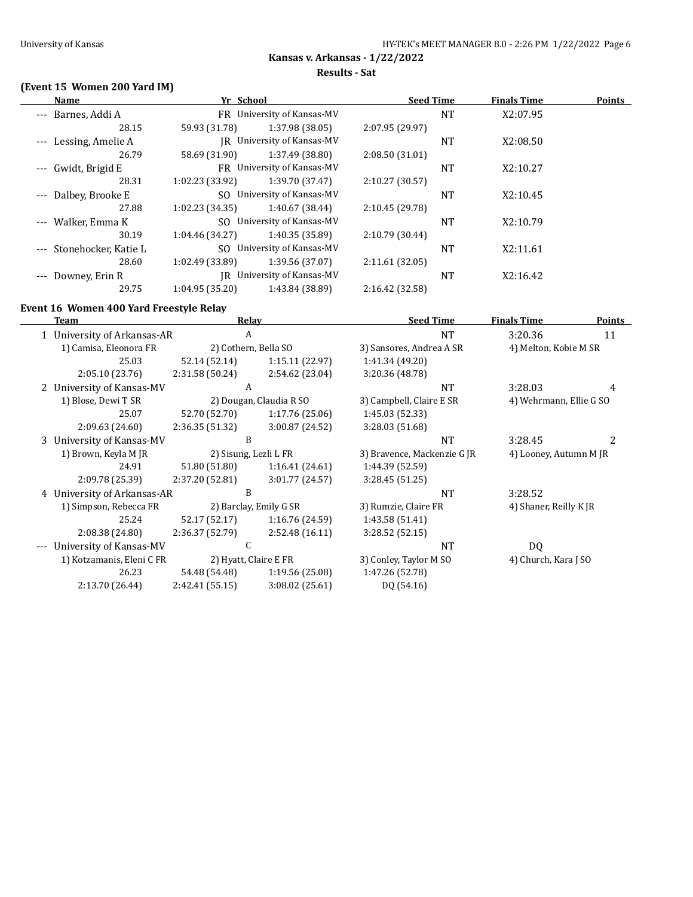**Kansas v. Arkansas - 1/22/2022**

**Results - Sat**

### (Event 15 Women 200 Yard IM)

| | Name | Yr | School | Seed Time | Finals Time | Points |
|---|---|---|---|---|---|---|
| --- | Barnes, Addi A | FR | University of Kansas-MV | NT | X2:07.95 | |
| | 28.15 | 59.93 (31.78) | 1:37.98 (38.05) | 2:07.95 (29.97) | | |
| --- | Lessing, Amelie A | JR | University of Kansas-MV | NT | X2:08.50 | |
| | 26.79 | 58.69 (31.90) | 1:37.49 (38.80) | 2:08.50 (31.01) | | |
| --- | Gwidt, Brigid E | FR | University of Kansas-MV | NT | X2:10.27 | |
| | 28.31 | 1:02.23 (33.92) | 1:39.70 (37.47) | 2:10.27 (30.57) | | |
| --- | Dalbey, Brooke E | SO | University of Kansas-MV | NT | X2:10.45 | |
| | 27.88 | 1:02.23 (34.35) | 1:40.67 (38.44) | 2:10.45 (29.78) | | |
| --- | Walker, Emma K | SO | University of Kansas-MV | NT | X2:10.79 | |
| | 30.19 | 1:04.46 (34.27) | 1:40.35 (35.89) | 2:10.79 (30.44) | | |
| --- | Stonehocker, Katie L | SO | University of Kansas-MV | NT | X2:11.61 | |
| | 28.60 | 1:02.49 (33.89) | 1:39.56 (37.07) | 2:11.61 (32.05) | | |
| --- | Downey, Erin R | JR | University of Kansas-MV | NT | X2:16.42 | |
| | 29.75 | 1:04.95 (35.20) | 1:43.84 (38.89) | 2:16.42 (32.58) | | |

### Event 16 Women 400 Yard Freestyle Relay

| | Team | Relay | | Seed Time | Finals Time | Points |
|---|---|---|---|---|---|---|
| 1 | University of Arkansas-AR | A | | NT | 3:20.36 | 11 |
| | 1) Camisa, Eleonora FR | 2) Cothern, Bella SO | | 3) Sansores, Andrea A SR | 4) Melton, Kobie M SR | |
| | 25.03 | 52.14 (52.14) | 1:15.11 (22.97) | 1:41.34 (49.20) | | |
| | 2:05.10 (23.76) | 2:31.58 (50.24) | 2:54.62 (23.04) | 3:20.36 (48.78) | | |
| 2 | University of Kansas-MV | A | | NT | 3:28.03 | 4 |
| | 1) Blose, Dewi T SR | 2) Dougan, Claudia R SO | | 3) Campbell, Claire E SR | 4) Wehrmann, Ellie G SO | |
| | 25.07 | 52.70 (52.70) | 1:17.76 (25.06) | 1:45.03 (52.33) | | |
| | 2:09.63 (24.60) | 2:36.35 (51.32) | 3:00.87 (24.52) | 3:28.03 (51.68) | | |
| 3 | University of Kansas-MV | B | | NT | 3:28.45 | 2 |
| | 1) Brown, Keyla M JR | 2) Sisung, Lezli L FR | | 3) Bravence, Mackenzie G JR | 4) Looney, Autumn M JR | |
| | 24.91 | 51.80 (51.80) | 1:16.41 (24.61) | 1:44.39 (52.59) | | |
| | 2:09.78 (25.39) | 2:37.20 (52.81) | 3:01.77 (24.57) | 3:28.45 (51.25) | | |
| 4 | University of Arkansas-AR | B | | NT | 3:28.52 | |
| | 1) Simpson, Rebecca FR | 2) Barclay, Emily G SR | | 3) Rumzie, Claire FR | 4) Shaner, Reilly K JR | |
| | 25.24 | 52.17 (52.17) | 1:16.76 (24.59) | 1:43.58 (51.41) | | |
| | 2:08.38 (24.80) | 2:36.37 (52.79) | 2:52.48 (16.11) | 3:28.52 (52.15) | | |
| --- | University of Kansas-MV | C | | NT | DQ | |
| | 1) Kotzamanis, Eleni C FR | 2) Hyatt, Claire E FR | | 3) Conley, Taylor M SO | 4) Church, Kara J SO | |
| | 26.23 | 54.48 (54.48) | 1:19.56 (25.08) | 1:47.26 (52.78) | | |
| | 2:13.70 (26.44) | 2:42.41 (55.15) | 3:08.02 (25.61) | DQ (54.16) | | |